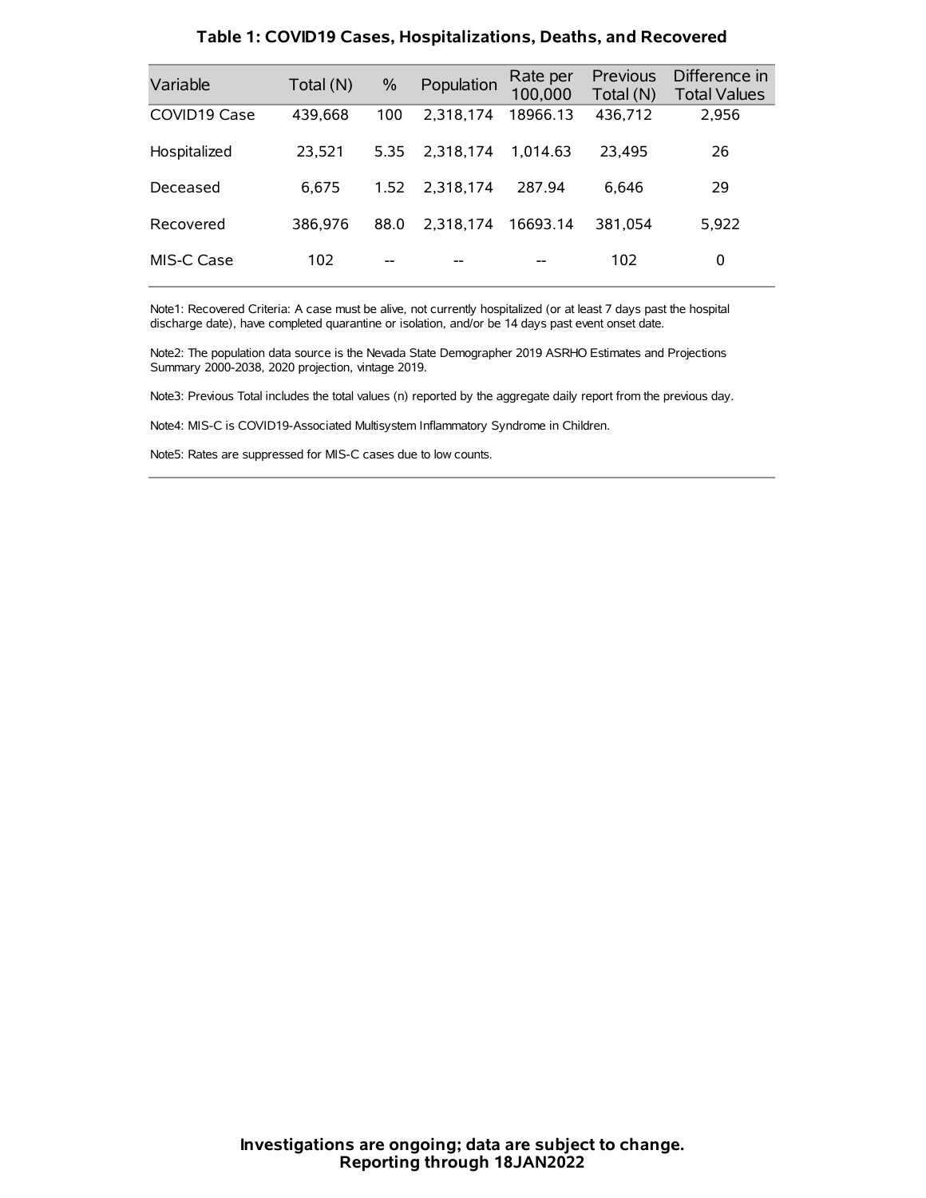## Table 1: COVID19 Cases, Hospitalizations, Deaths, and Recovered

| Variable | Total (N) | % | Population | Rate per 100,000 | Previous Total (N) | Difference in Total Values |
|---|---|---|---|---|---|---|
| COVID19 Case | 439,668 | 100 | 2,318,174 | 18966.13 | 436,712 | 2,956 |
| Hospitalized | 23,521 | 5.35 | 2,318,174 | 1,014.63 | 23,495 | 26 |
| Deceased | 6,675 | 1.52 | 2,318,174 | 287.94 | 6,646 | 29 |
| Recovered | 386,976 | 88.0 | 2,318,174 | 16693.14 | 381,054 | 5,922 |
| MIS-C Case | 102 | -- | -- | -- | 102 | 0 |

Note1: Recovered Criteria: A case must be alive, not currently hospitalized (or at least 7 days past the hospital discharge date), have completed quarantine or isolation, and/or be 14 days past event onset date.

Note2: The population data source is the Nevada State Demographer 2019 ASRHO Estimates and Projections Summary 2000-2038, 2020 projection, vintage 2019.

Note3: Previous Total includes the total values (n) reported by the aggregate daily report from the previous day.

Note4: MIS-C is COVID19-Associated Multisystem Inflammatory Syndrome in Children.

Note5: Rates are suppressed for MIS-C cases due to low counts.

**Investigations are ongoing; data are subject to change.**
**Reporting through 18JAN2022**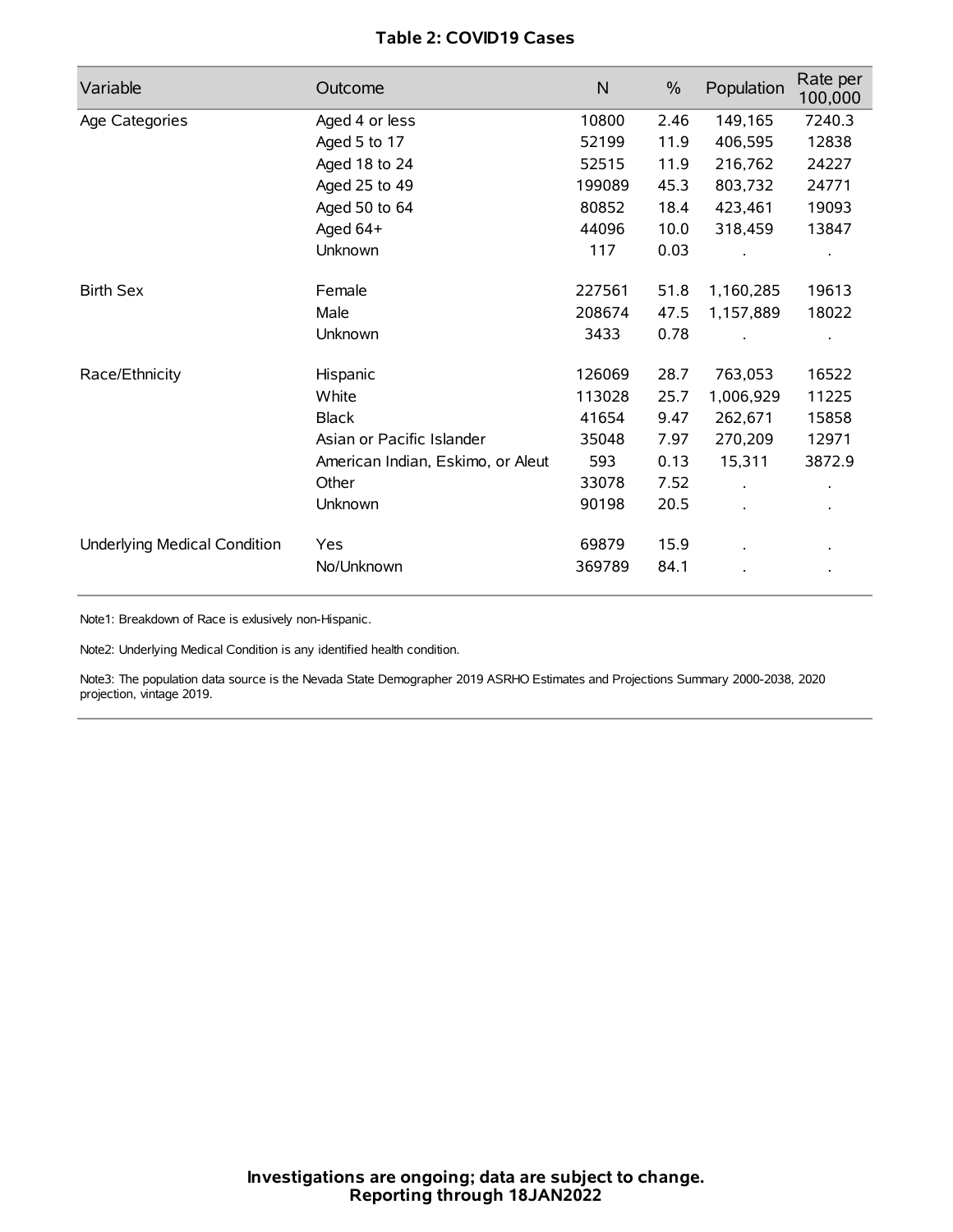**Table 2: COVID19 Cases**

| Variable | Outcome | N | % | Population | Rate per 100,000 |
|---|---|---|---|---|---|
| Age Categories | Aged 4 or less | 10800 | 2.46 | 149,165 | 7240.3 |
| | Aged 5 to 17 | 52199 | 11.9 | 406,595 | 12838 |
| | Aged 18 to 24 | 52515 | 11.9 | 216,762 | 24227 |
| | Aged 25 to 49 | 199089 | 45.3 | 803,732 | 24771 |
| | Aged 50 to 64 | 80852 | 18.4 | 423,461 | 19093 |
| | Aged 64+ | 44096 | 10.0 | 318,459 | 13847 |
| | Unknown | 117 | 0.03 | . | . |
| Birth Sex | Female | 227561 | 51.8 | 1,160,285 | 19613 |
| | Male | 208674 | 47.5 | 1,157,889 | 18022 |
| | Unknown | 3433 | 0.78 | . | . |
| Race/Ethnicity | Hispanic | 126069 | 28.7 | 763,053 | 16522 |
| | White | 113028 | 25.7 | 1,006,929 | 11225 |
| | Black | 41654 | 9.47 | 262,671 | 15858 |
| | Asian or Pacific Islander | 35048 | 7.97 | 270,209 | 12971 |
| | American Indian, Eskimo, or Aleut | 593 | 0.13 | 15,311 | 3872.9 |
| | Other | 33078 | 7.52 | . | . |
| | Unknown | 90198 | 20.5 | . | . |
| Underlying Medical Condition | Yes | 69879 | 15.9 | . | . |
| | No/Unknown | 369789 | 84.1 | . | . |

Note1: Breakdown of Race is exlusively non-Hispanic.

Note2: Underlying Medical Condition is any identified health condition.

Note3: The population data source is the Nevada State Demographer 2019 ASRHO Estimates and Projections Summary 2000-2038, 2020 projection, vintage 2019.

**Investigations are ongoing; data are subject to change.**
**Reporting through 18JAN2022**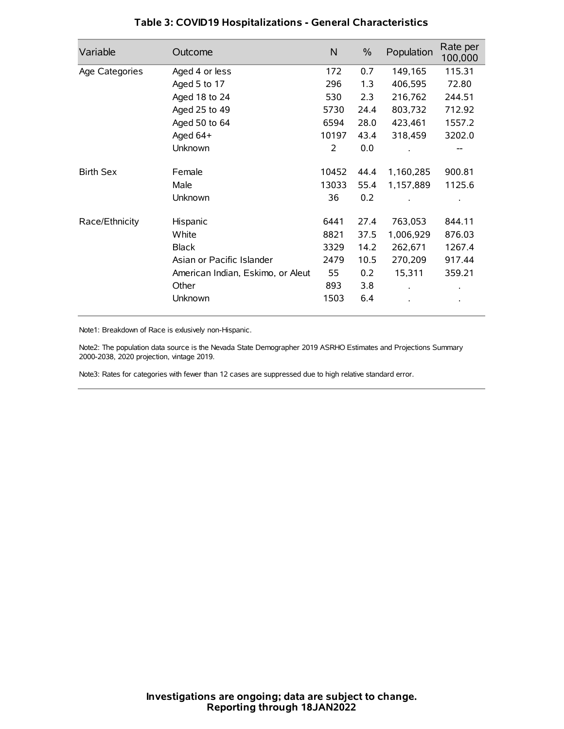### Table 3: COVID19 Hospitalizations - General Characteristics

| Variable | Outcome | N | % | Population | Rate per 100,000 |
|---|---|---|---|---|---|
| Age Categories | Aged 4 or less | 172 | 0.7 | 149,165 | 115.31 |
| | Aged 5 to 17 | 296 | 1.3 | 406,595 | 72.80 |
| | Aged 18 to 24 | 530 | 2.3 | 216,762 | 244.51 |
| | Aged 25 to 49 | 5730 | 24.4 | 803,732 | 712.92 |
| | Aged 50 to 64 | 6594 | 28.0 | 423,461 | 1557.2 |
| | Aged 64+ | 10197 | 43.4 | 318,459 | 3202.0 |
| | Unknown | 2 | 0.0 | . | -- |
| Birth Sex | Female | 10452 | 44.4 | 1,160,285 | 900.81 |
| | Male | 13033 | 55.4 | 1,157,889 | 1125.6 |
| | Unknown | 36 | 0.2 | . | . |
| Race/Ethnicity | Hispanic | 6441 | 27.4 | 763,053 | 844.11 |
| | White | 8821 | 37.5 | 1,006,929 | 876.03 |
| | Black | 3329 | 14.2 | 262,671 | 1267.4 |
| | Asian or Pacific Islander | 2479 | 10.5 | 270,209 | 917.44 |
| | American Indian, Eskimo, or Aleut | 55 | 0.2 | 15,311 | 359.21 |
| | Other | 893 | 3.8 | . | . |
| | Unknown | 1503 | 6.4 | . | . |

Note1: Breakdown of Race is exlusively non-Hispanic.

Note2: The population data source is the Nevada State Demographer 2019 ASRHO Estimates and Projections Summary 2000-2038, 2020 projection, vintage 2019.

Note3: Rates for categories with fewer than 12 cases are suppressed due to high relative standard error.

**Investigations are ongoing; data are subject to change.**
**Reporting through 18JAN2022**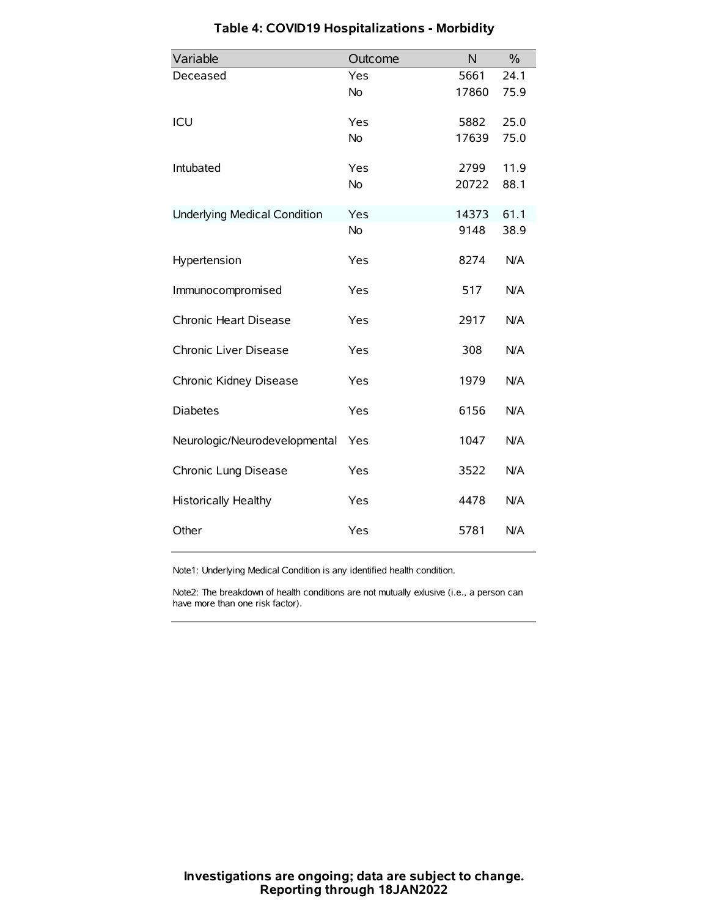# Table 4: COVID19 Hospitalizations - Morbidity

| Variable | Outcome | N | % |
|---|---|---|---|
| Deceased | Yes | 5661 | 24.1 |
| | No | 17860 | 75.9 |
| ICU | Yes | 5882 | 25.0 |
| | No | 17639 | 75.0 |
| Intubated | Yes | 2799 | 11.9 |
| | No | 20722 | 88.1 |
| Underlying Medical Condition | Yes | 14373 | 61.1 |
| | No | 9148 | 38.9 |
| Hypertension | Yes | 8274 | N/A |
| Immunocompromised | Yes | 517 | N/A |
| Chronic Heart Disease | Yes | 2917 | N/A |
| Chronic Liver Disease | Yes | 308 | N/A |
| Chronic Kidney Disease | Yes | 1979 | N/A |
| Diabetes | Yes | 6156 | N/A |
| Neurologic/Neurodevelopmental | Yes | 1047 | N/A |
| Chronic Lung Disease | Yes | 3522 | N/A |
| Historically Healthy | Yes | 4478 | N/A |
| Other | Yes | 5781 | N/A |

Note1: Underlying Medical Condition is any identified health condition.

Note2: The breakdown of health conditions are not mutually exlusive (i.e., a person can have more than one risk factor).

**Investigations are ongoing; data are subject to change.**
**Reporting through 18JAN2022**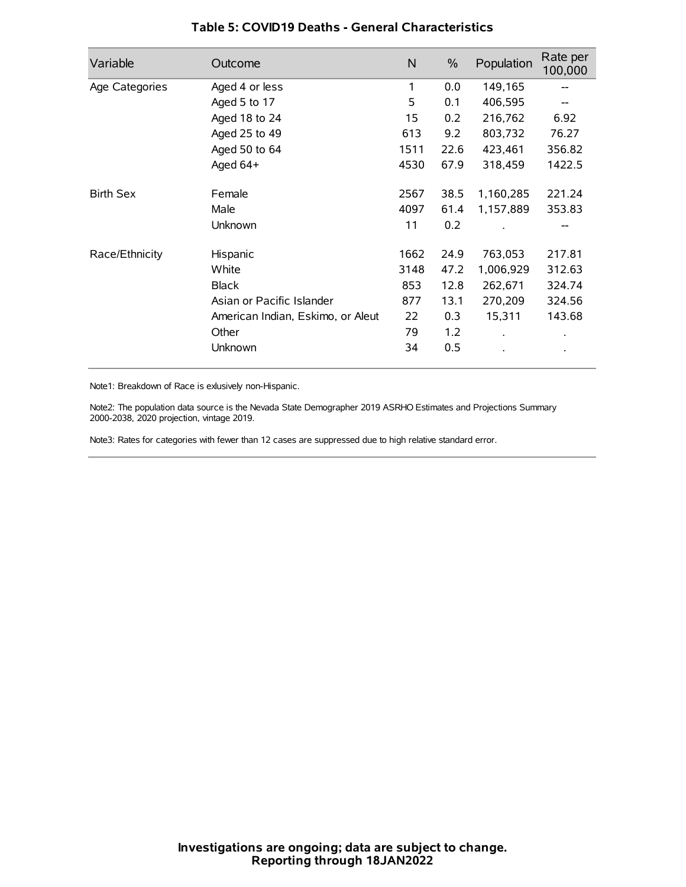# Table 5: COVID19 Deaths - General Characteristics

| Variable | Outcome | N | % | Population | Rate per 100,000 |
|---|---|---|---|---|---|
| Age Categories | Aged 4 or less | 1 | 0.0 | 149,165 | -- |
| | Aged 5 to 17 | 5 | 0.1 | 406,595 | -- |
| | Aged 18 to 24 | 15 | 0.2 | 216,762 | 6.92 |
| | Aged 25 to 49 | 613 | 9.2 | 803,732 | 76.27 |
| | Aged 50 to 64 | 1511 | 22.6 | 423,461 | 356.82 |
| | Aged 64+ | 4530 | 67.9 | 318,459 | 1422.5 |
| Birth Sex | Female | 2567 | 38.5 | 1,160,285 | 221.24 |
| | Male | 4097 | 61.4 | 1,157,889 | 353.83 |
| | Unknown | 11 | 0.2 | . | -- |
| Race/Ethnicity | Hispanic | 1662 | 24.9 | 763,053 | 217.81 |
| | White | 3148 | 47.2 | 1,006,929 | 312.63 |
| | Black | 853 | 12.8 | 262,671 | 324.74 |
| | Asian or Pacific Islander | 877 | 13.1 | 270,209 | 324.56 |
| | American Indian, Eskimo, or Aleut | 22 | 0.3 | 15,311 | 143.68 |
| | Other | 79 | 1.2 | . | . |
| | Unknown | 34 | 0.5 | . | . |

Note1: Breakdown of Race is exlusively non-Hispanic.

Note2: The population data source is the Nevada State Demographer 2019 ASRHO Estimates and Projections Summary 2000-2038, 2020 projection, vintage 2019.

Note3: Rates for categories with fewer than 12 cases are suppressed due to high relative standard error.

**Investigations are ongoing; data are subject to change.**
**Reporting through 18JAN2022**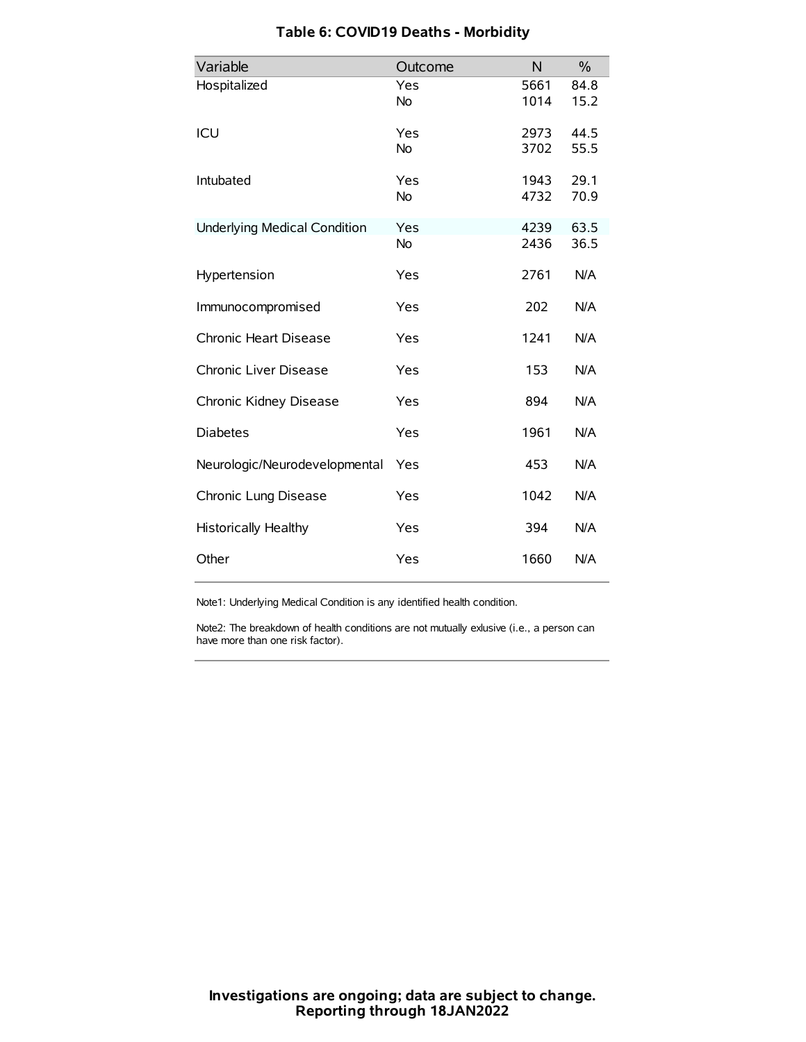# Table 6: COVID19 Deaths - Morbidity

| Variable | Outcome | N | % |
|---|---|---|---|
| Hospitalized | Yes | 5661 | 84.8 |
| | No | 1014 | 15.2 |
| ICU | Yes | 2973 | 44.5 |
| | No | 3702 | 55.5 |
| Intubated | Yes | 1943 | 29.1 |
| | No | 4732 | 70.9 |
| Underlying Medical Condition | Yes | 4239 | 63.5 |
| | No | 2436 | 36.5 |
| Hypertension | Yes | 2761 | N/A |
| Immunocompromised | Yes | 202 | N/A |
| Chronic Heart Disease | Yes | 1241 | N/A |
| Chronic Liver Disease | Yes | 153 | N/A |
| Chronic Kidney Disease | Yes | 894 | N/A |
| Diabetes | Yes | 1961 | N/A |
| Neurologic/Neurodevelopmental | Yes | 453 | N/A |
| Chronic Lung Disease | Yes | 1042 | N/A |
| Historically Healthy | Yes | 394 | N/A |
| Other | Yes | 1660 | N/A |

Note1: Underlying Medical Condition is any identified health condition.

Note2: The breakdown of health conditions are not mutually exlusive (i.e., a person can have more than one risk factor).

**Investigations are ongoing; data are subject to change.**
**Reporting through 18JAN2022**